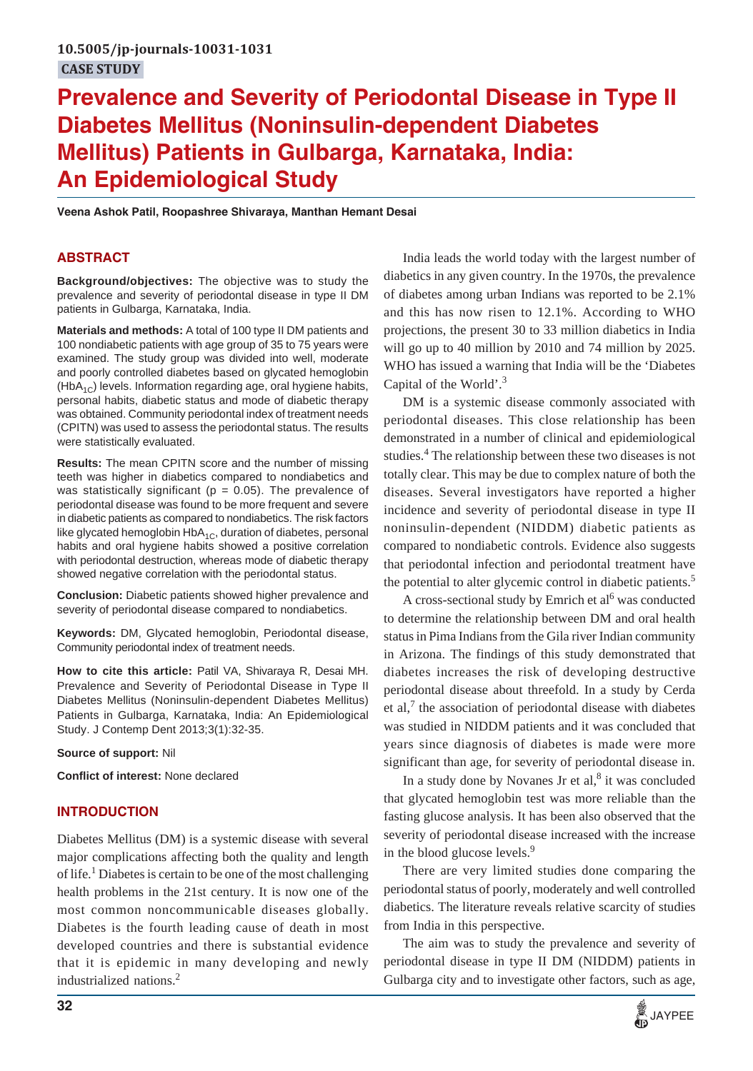10.5005/jp-journals-10031-1031

CASE STUDY

# Prevalence and Severity of Periodontal Disease in Type II Diabetes Mellitus (Noninsulin-dependent Diabetes Mellitus) Patients in Gulbarga, Karnataka, India: An Epidemiological Study

**Veena Ashok Patil, Roopashree Shivaraya, Manthan Hemant Desai**

## ABSTRACT

**Background/objectives:** The objective was to study the prevalence and severity of periodontal disease in type II DM patients in Gulbarga, Karnataka, India.

**Materials and methods:** A total of 100 type II DM patients and 100 nondiabetic patients with age group of 35 to 75 years were examined. The study group was divided into well, moderate and poorly controlled diabetes based on glycated hemoglobin ($HbA_{1C}$) levels. Information regarding age, oral hygiene habits, personal habits, diabetic status and mode of diabetic therapy was obtained. Community periodontal index of treatment needs (CPITN) was used to assess the periodontal status. The results were statistically evaluated.

**Results:** The mean CPITN score and the number of missing teeth was higher in diabetics compared to nondiabetics and was statistically significant ($p = 0.05$). The prevalence of periodontal disease was found to be more frequent and severe in diabetic patients as compared to nondiabetics. The risk factors like glycated hemoglobin $HbA_{1C}$, duration of diabetes, personal habits and oral hygiene habits showed a positive correlation with periodontal destruction, whereas mode of diabetic therapy showed negative correlation with the periodontal status.

**Conclusion:** Diabetic patients showed higher prevalence and severity of periodontal disease compared to nondiabetics.

**Keywords:** DM, Glycated hemoglobin, Periodontal disease, Community periodontal index of treatment needs.

**How to cite this article:** Patil VA, Shivaraya R, Desai MH. Prevalence and Severity of Periodontal Disease in Type II Diabetes Mellitus (Noninsulin-dependent Diabetes Mellitus) Patients in Gulbarga, Karnataka, India: An Epidemiological Study. J Contemp Dent 2013;3(1):32-35.

**Source of support:** Nil

**Conflict of interest:** None declared

## INTRODUCTION

Diabetes Mellitus (DM) is a systemic disease with several major complications affecting both the quality and length of life.[1] Diabetes is certain to be one of the most challenging health problems in the 21st century. It is now one of the most common noncommunicable diseases globally. Diabetes is the fourth leading cause of death in most developed countries and there is substantial evidence that it is epidemic in many developing and newly industrialized nations.[2]

India leads the world today with the largest number of diabetics in any given country. In the 1970s, the prevalence of diabetes among urban Indians was reported to be 2.1% and this has now risen to 12.1%. According to WHO projections, the present 30 to 33 million diabetics in India will go up to 40 million by 2010 and 74 million by 2025. WHO has issued a warning that India will be the 'Diabetes Capital of the World'.[3]

DM is a systemic disease commonly associated with periodontal diseases. This close relationship has been demonstrated in a number of clinical and epidemiological studies.[4] The relationship between these two diseases is not totally clear. This may be due to complex nature of both the diseases. Several investigators have reported a higher incidence and severity of periodontal disease in type II noninsulin-dependent (NIDDM) diabetic patients as compared to nondiabetic controls. Evidence also suggests that periodontal infection and periodontal treatment have the potential to alter glycemic control in diabetic patients.[5]

A cross-sectional study by Emrich et al[6] was conducted to determine the relationship between DM and oral health status in Pima Indians from the Gila river Indian community in Arizona. The findings of this study demonstrated that diabetes increases the risk of developing destructive periodontal disease about threefold. In a study by Cerda et al,[7] the association of periodontal disease with diabetes was studied in NIDDM patients and it was concluded that years since diagnosis of diabetes is made were more significant than age, for severity of periodontal disease in.

In a study done by Novanes Jr et al,[8] it was concluded that glycated hemoglobin test was more reliable than the fasting glucose analysis. It has been also observed that the severity of periodontal disease increased with the increase in the blood glucose levels.[9]

There are very limited studies done comparing the periodontal status of poorly, moderately and well controlled diabetics. The literature reveals relative scarcity of studies from India in this perspective.

The aim was to study the prevalence and severity of periodontal disease in type II DM (NIDDM) patients in Gulbarga city and to investigate other factors, such as age,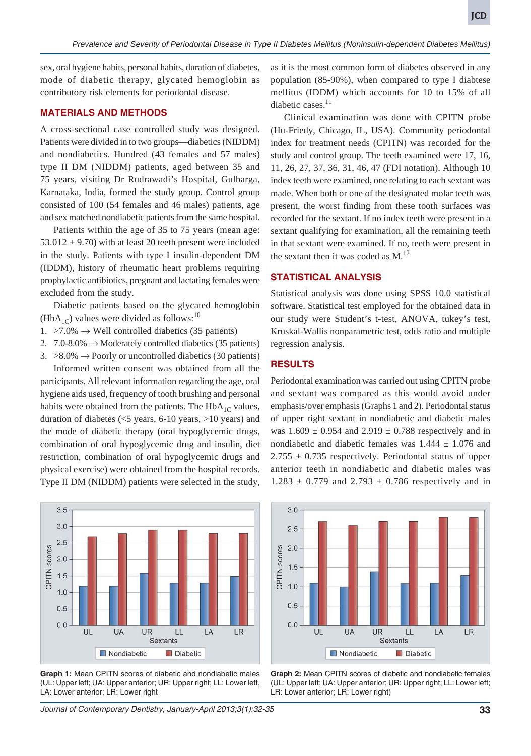sex, oral hygiene habits, personal habits, duration of diabetes, mode of diabetic therapy, glycated hemoglobin as contributory risk elements for periodontal disease.

## MATERIALS AND METHODS

A cross-sectional case controlled study was designed. Patients were divided in to two groups—diabetics (NIDDM) and nondiabetics. Hundred (43 females and 57 males) type II DM (NIDDM) patients, aged between 35 and 75 years, visiting Dr Rudrawadi's Hospital, Gulbarga, Karnataka, India, formed the study group. Control group consisted of 100 (54 females and 46 males) patients, age and sex matched nondiabetic patients from the same hospital.

Patients within the age of 35 to 75 years (mean age: 53.012 ± 9.70) with at least 20 teeth present were included in the study. Patients with type I insulin-dependent DM (IDDM), history of rheumatic heart problems requiring prophylactic antibiotics, pregnant and lactating females were excluded from the study.

Diabetic patients based on the glycated hemoglobin ($HbA_{1C}$) values were divided as follows:[10]

1. >7.0% → Well controlled diabetics (35 patients)
2. 7.0-8.0% → Moderately controlled diabetics (35 patients)
3. >8.0% → Poorly or uncontrolled diabetics (30 patients)

Informed written consent was obtained from all the participants. All relevant information regarding the age, oral hygiene aids used, frequency of tooth brushing and personal habits were obtained from the patients. The $HbA_{1C}$ values, duration of diabetes (<5 years, 6-10 years, >10 years) and the mode of diabetic therapy (oral hypoglycemic drugs, combination of oral hypoglycemic drug and insulin, diet restriction, combination of oral hypoglycemic drugs and physical exercise) were obtained from the hospital records. Type II DM (NIDDM) patients were selected in the study, as it is the most common form of diabetes observed in any population (85-90%), when compared to type I diabtese mellitus (IDDM) which accounts for 10 to 15% of all diabetic cases.[11]

Clinical examination was done with CPITN probe (Hu-Friedy, Chicago, IL, USA). Community periodontal index for treatment needs (CPITN) was recorded for the study and control group. The teeth examined were 17, 16, 11, 26, 27, 37, 36, 31, 46, 47 (FDI notation). Although 10 index teeth were examined, one relating to each sextant was made. When both or one of the designated molar teeth was present, the worst finding from these tooth surfaces was recorded for the sextant. If no index teeth were present in a sextant qualifying for examination, all the remaining teeth in that sextant were examined. If no, teeth were present in the sextant then it was coded as M.[12]

## STATISTICAL ANALYSIS

Statistical analysis was done using SPSS 10.0 statistical software. Statistical test employed for the obtained data in our study were Student's t-test, ANOVA, tukey's test, Kruskal-Wallis nonparametric test, odds ratio and multiple regression analysis.

## RESULTS

Periodontal examination was carried out using CPITN probe and sextant was compared as this would avoid under emphasis/over emphasis (Graphs 1 and 2). Periodontal status of upper right sextant in nondiabetic and diabetic males was 1.609 ± 0.954 and 2.919 ± 0.788 respectively and in nondiabetic and diabetic females was 1.444 ± 1.076 and 2.755 ± 0.735 respectively. Periodontal status of upper anterior teeth in nondiabetic and diabetic males was 1.283 ± 0.779 and 2.793 ± 0.786 respectively and in

**Graph 1:** Mean CPITN scores of diabetic and nondiabetic males (UL: Upper left; UA: Upper anterior; UR: Upper right; LL: Lower left, LA: Lower anterior; LR: Lower right

**Graph 2:** Mean CPITN scores of diabetic and nondiabetic females (UL: Upper left; UA: Upper anterior; UR: Upper right; LL: Lower left; LR: Lower anterior; LR: Lower right)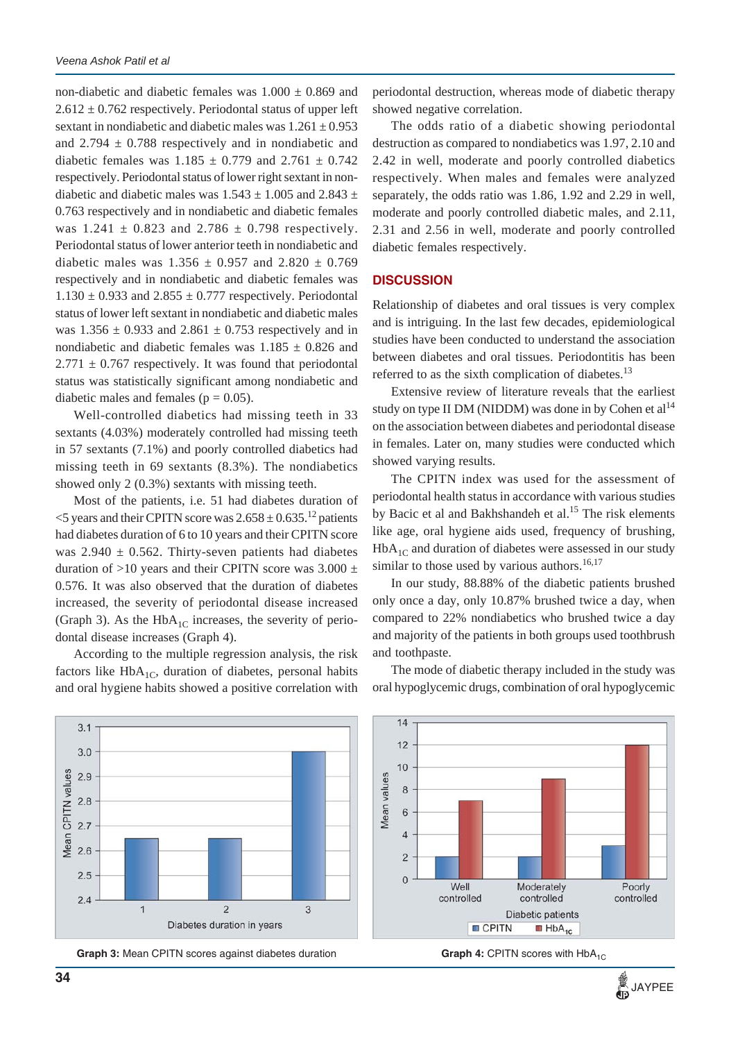non-diabetic and diabetic females was 1.000 ± 0.869 and 2.612 ± 0.762 respectively. Periodontal status of upper left sextant in nondiabetic and diabetic males was 1.261 ± 0.953 and 2.794 ± 0.788 respectively and in nondiabetic and diabetic females was 1.185 ± 0.779 and 2.761 ± 0.742 respectively. Periodontal status of lower right sextant in non-diabetic and diabetic males was 1.543 ± 1.005 and 2.843 ± 0.763 respectively and in nondiabetic and diabetic females was 1.241 ± 0.823 and 2.786 ± 0.798 respectively. Periodontal status of lower anterior teeth in nondiabetic and diabetic males was 1.356 ± 0.957 and 2.820 ± 0.769 respectively and in nondiabetic and diabetic females was 1.130 ± 0.933 and 2.855 ± 0.777 respectively. Periodontal status of lower left sextant in nondiabetic and diabetic males was 1.356 ± 0.933 and 2.861 ± 0.753 respectively and in nondiabetic and diabetic females was 1.185 ± 0.826 and 2.771 ± 0.767 respectively. It was found that periodontal status was statistically significant among nondiabetic and diabetic males and females ($p = 0.05$).

Well-controlled diabetics had missing teeth in 33 sextants (4.03%) moderately controlled had missing teeth in 57 sextants (7.1%) and poorly controlled diabetics had missing teeth in 69 sextants (8.3%). The nondiabetics showed only 2 (0.3%) sextants with missing teeth.

Most of the patients, i.e. 51 had diabetes duration of <5 years and their CPITN score was 2.658 ± 0.635.[12] patients had diabetes duration of 6 to 10 years and their CPITN score was 2.940 ± 0.562. Thirty-seven patients had diabetes duration of >10 years and their CPITN score was 3.000 ± 0.576. It was also observed that the duration of diabetes increased, the severity of periodontal disease increased (Graph 3). As the $HbA_{1C}$ increases, the severity of periodontal disease increases (Graph 4).

According to the multiple regression analysis, the risk factors like $HbA_{1C}$, duration of diabetes, personal habits and oral hygiene habits showed a positive correlation with periodontal destruction, whereas mode of diabetic therapy showed negative correlation.

The odds ratio of a diabetic showing periodontal destruction as compared to nondiabetics was 1.97, 2.10 and 2.42 in well, moderate and poorly controlled diabetics respectively. When males and females were analyzed separately, the odds ratio was 1.86, 1.92 and 2.29 in well, moderate and poorly controlled diabetic males, and 2.11, 2.31 and 2.56 in well, moderate and poorly controlled diabetic females respectively.

## DISCUSSION

Relationship of diabetes and oral tissues is very complex and is intriguing. In the last few decades, epidemiological studies have been conducted to understand the association between diabetes and oral tissues. Periodontitis has been referred to as the sixth complication of diabetes.[13]

Extensive review of literature reveals that the earliest study on type II DM (NIDDM) was done in by Cohen et al[14] on the association between diabetes and periodontal disease in females. Later on, many studies were conducted which showed varying results.

The CPITN index was used for the assessment of periodontal health status in accordance with various studies by Bacic et al and Bakhshandeh et al.[15] The risk elements like age, oral hygiene aids used, frequency of brushing, $HbA_{1C}$ and duration of diabetes were assessed in our study similar to those used by various authors.[16,17]

In our study, 88.88% of the diabetic patients brushed only once a day, only 10.87% brushed twice a day, when compared to 22% nondiabetics who brushed twice a day and majority of the patients in both groups used toothbrush and toothpaste.

The mode of diabetic therapy included in the study was oral hypoglycemic drugs, combination of oral hypoglycemic

**Graph 3:** Mean CPITN scores against diabetes duration

**Graph 4:** CPITN scores with $HbA_{1C}$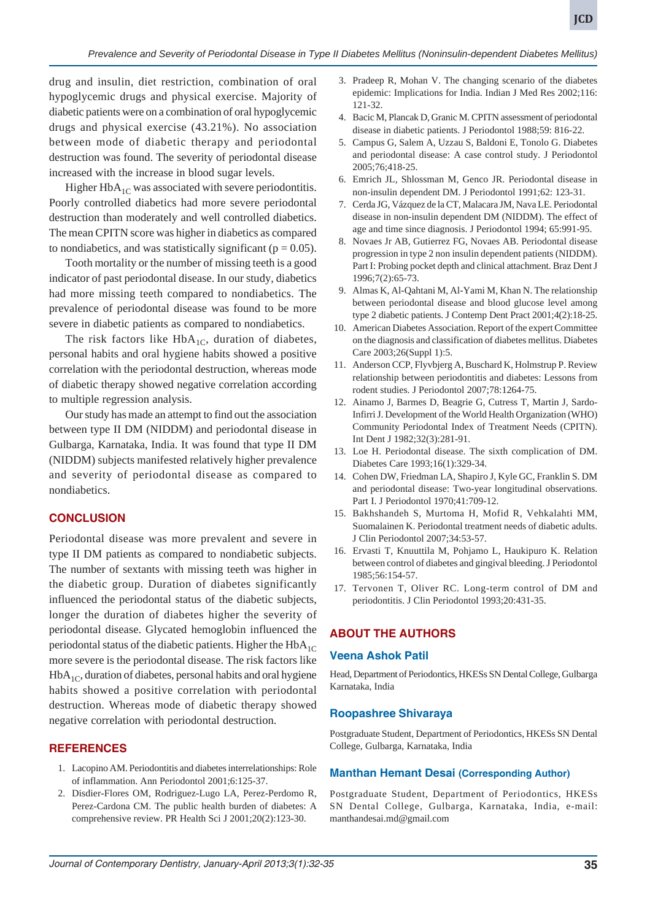drug and insulin, diet restriction, combination of oral hypoglycemic drugs and physical exercise. Majority of diabetic patients were on a combination of oral hypoglycemic drugs and physical exercise (43.21%). No association between mode of diabetic therapy and periodontal destruction was found. The severity of periodontal disease increased with the increase in blood sugar levels.

Higher $HbA_{1C}$ was associated with severe periodontitis. Poorly controlled diabetics had more severe periodontal destruction than moderately and well controlled diabetics. The mean CPITN score was higher in diabetics as compared to nondiabetics, and was statistically significant ($p = 0.05$).

Tooth mortality or the number of missing teeth is a good indicator of past periodontal disease. In our study, diabetics had more missing teeth compared to nondiabetics. The prevalence of periodontal disease was found to be more severe in diabetic patients as compared to nondiabetics.

The risk factors like $HbA_{1C}$, duration of diabetes, personal habits and oral hygiene habits showed a positive correlation with the periodontal destruction, whereas mode of diabetic therapy showed negative correlation according to multiple regression analysis.

Our study has made an attempt to find out the association between type II DM (NIDDM) and periodontal disease in Gulbarga, Karnataka, India. It was found that type II DM (NIDDM) subjects manifested relatively higher prevalence and severity of periodontal disease as compared to nondiabetics.

## CONCLUSION

Periodontal disease was more prevalent and severe in type II DM patients as compared to nondiabetic subjects. The number of sextants with missing teeth was higher in the diabetic group. Duration of diabetes significantly influenced the periodontal status of the diabetic subjects, longer the duration of diabetes higher the severity of periodontal disease. Glycated hemoglobin influenced the periodontal status of the diabetic patients. Higher the $HbA_{1C}$ more severe is the periodontal disease. The risk factors like $HbA_{1C}$, duration of diabetes, personal habits and oral hygiene habits showed a positive correlation with periodontal destruction. Whereas mode of diabetic therapy showed negative correlation with periodontal destruction.

## REFERENCES

1. Lacopino AM. Periodontitis and diabetes interrelationships: Role of inflammation. Ann Periodontol 2001;6:125-37.
2. Disdier-Flores OM, Rodriguez-Lugo LA, Perez-Perdomo R, Perez-Cardona CM. The public health burden of diabetes: A comprehensive review. PR Health Sci J 2001;20(2):123-30.
3. Pradeep R, Mohan V. The changing scenario of the diabetes epidemic: Implications for India. Indian J Med Res 2002;116: 121-32.
4. Bacic M, Plancak D, Granic M. CPITN assessment of periodontal disease in diabetic patients. J Periodontol 1988;59: 816-22.
5. Campus G, Salem A, Uzzau S, Baldoni E, Tonolo G. Diabetes and periodontal disease: A case control study. J Periodontol 2005;76;418-25.
6. Emrich JL, Shlossman M, Genco JR. Periodontal disease in non-insulin dependent DM. J Periodontol 1991;62: 123-31.
7. Cerda JG, Vázquez de la CT, Malacara JM, Nava LE. Periodontal disease in non-insulin dependent DM (NIDDM). The effect of age and time since diagnosis. J Periodontol 1994; 65:991-95.
8. Novaes Jr AB, Gutierrez FG, Novaes AB. Periodontal disease progression in type 2 non insulin dependent patients (NIDDM). Part I: Probing pocket depth and clinical attachment. Braz Dent J 1996;7(2):65-73.
9. Almas K, Al-Qahtani M, Al-Yami M, Khan N. The relationship between periodontal disease and blood glucose level among type 2 diabetic patients. J Contemp Dent Pract 2001;4(2):18-25.
10. American Diabetes Association. Report of the expert Committee on the diagnosis and classification of diabetes mellitus. Diabetes Care 2003;26(Suppl 1):5.
11. Anderson CCP, Flyvbjerg A, Buschard K, Holmstrup P. Review relationship between periodontitis and diabetes: Lessons from rodent studies. J Periodontol 2007;78:1264-75.
12. Ainamo J, Barmes D, Beagrie G, Cutress T, Martin J, Sardo-Infirri J. Development of the World Health Organization (WHO) Community Periodontal Index of Treatment Needs (CPITN). Int Dent J 1982;32(3):281-91.
13. Loe H. Periodontal disease. The sixth complication of DM. Diabetes Care 1993;16(1):329-34.
14. Cohen DW, Friedman LA, Shapiro J, Kyle GC, Franklin S. DM and periodontal disease: Two-year longitudinal observations. Part I. J Periodontol 1970;41:709-12.
15. Bakhshandeh S, Murtoma H, Mofid R, Vehkalahti MM, Suomalainen K. Periodontal treatment needs of diabetic adults. J Clin Periodontol 2007;34:53-57.
16. Ervasti T, Knuuttila M, Pohjamo L, Haukipuro K. Relation between control of diabetes and gingival bleeding. J Periodontol 1985;56:154-57.
17. Tervonen T, Oliver RC. Long-term control of DM and periodontitis. J Clin Periodontol 1993;20:431-35.

## ABOUT THE AUTHORS

### Veena Ashok Patil

Head, Department of Periodontics, HKESs SN Dental College, Gulbarga Karnataka, India

### Roopashree Shivaraya

Postgraduate Student, Department of Periodontics, HKESs SN Dental College, Gulbarga, Karnataka, India

### Manthan Hemant Desai (Corresponding Author)

Postgraduate Student, Department of Periodontics, HKESs SN Dental College, Gulbarga, Karnataka, India, e-mail: manthandesai.md@gmail.com